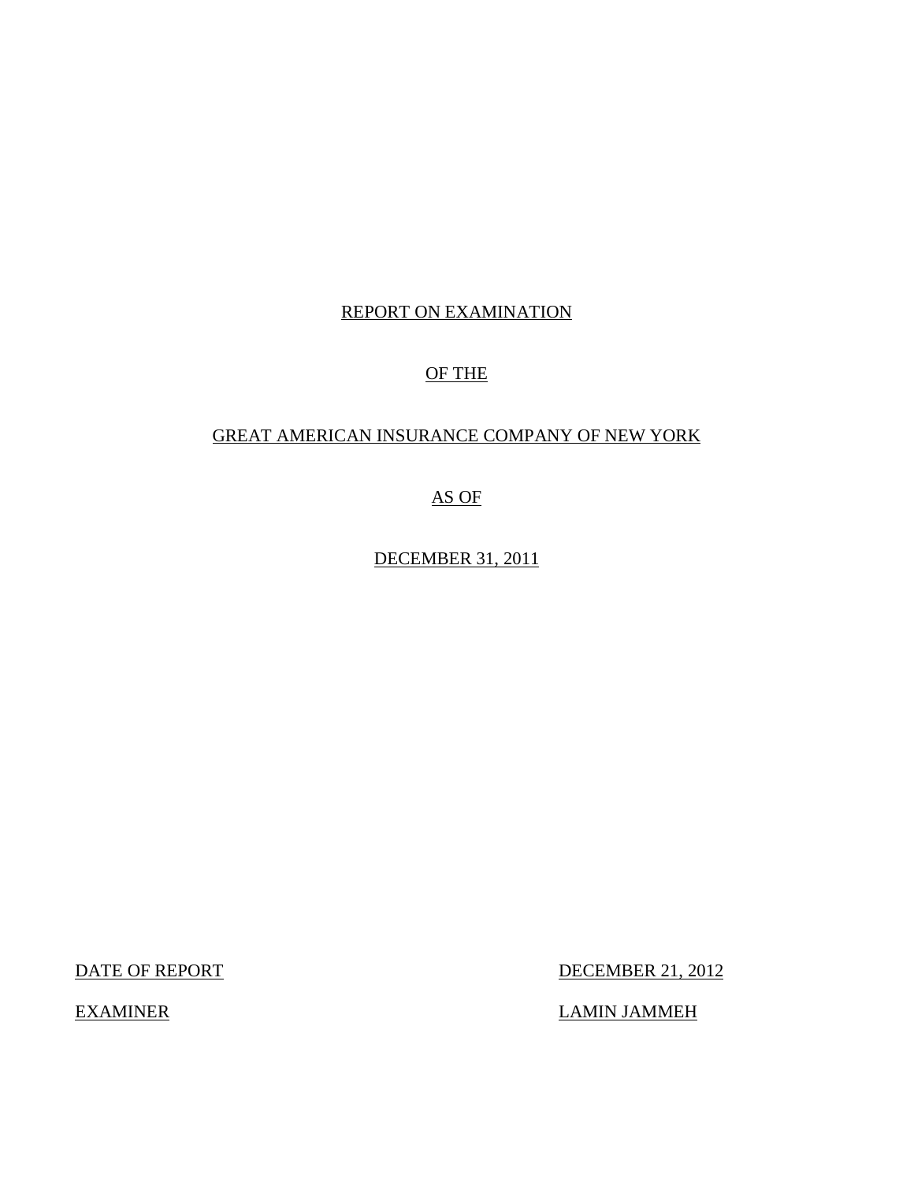REPORT ON EXAMINATION

OF THE

GREAT AMERICAN INSURANCE COMPANY OF NEW YORK

AS OF

DECEMBER 31, 2011

| | |
|---|---|
| DATE OF REPORT | DECEMBER 21, 2012 |
| EXAMINER | LAMIN JAMMEH |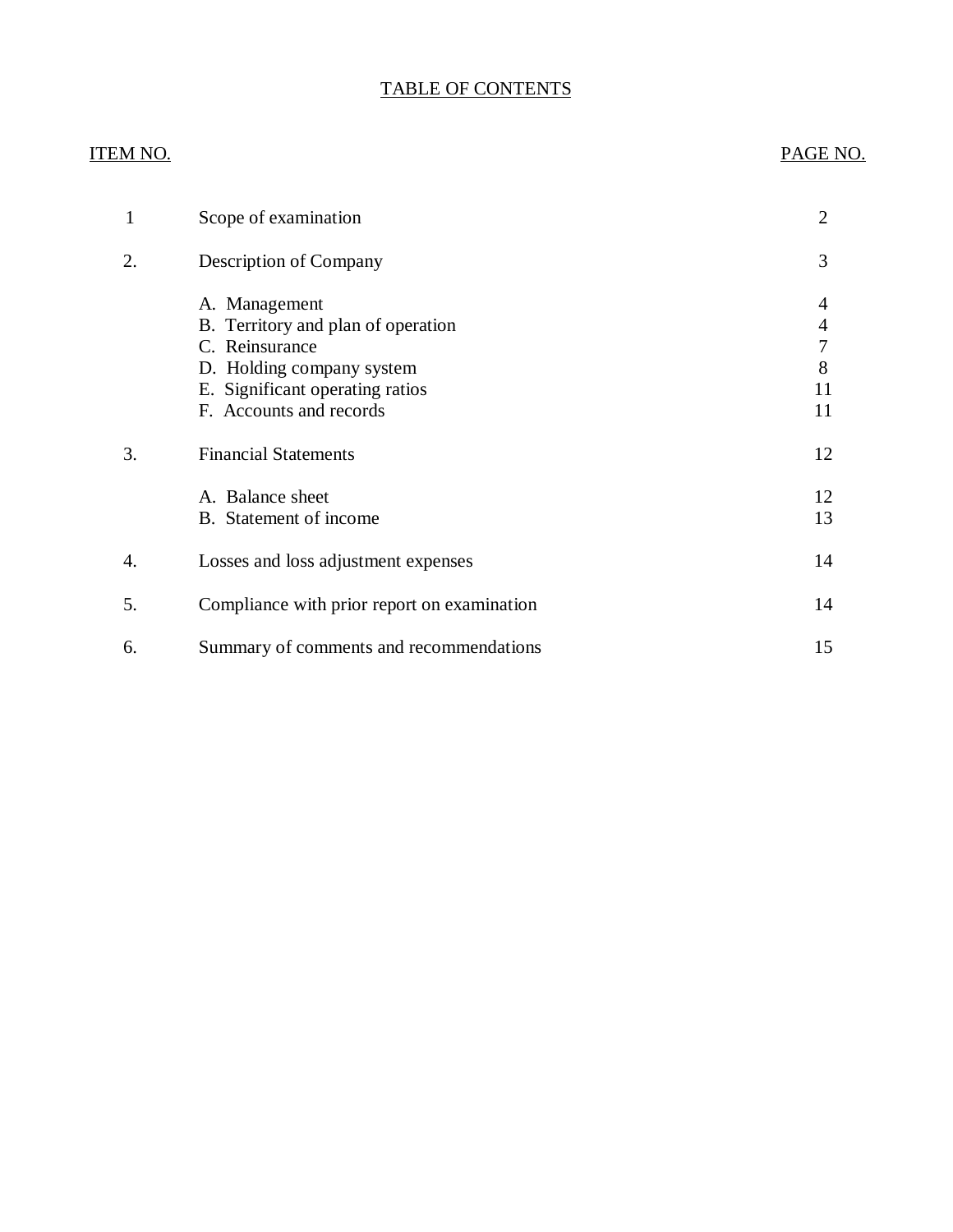# TABLE OF CONTENTS

| ITEM NO. | | PAGE NO. |
|---|---|---|
| 1 | Scope of examination | 2 |
| 2. | Description of Company | 3 |
| | A. Management | 4 |
| | B. Territory and plan of operation | 4 |
| | C. Reinsurance | 7 |
| | D. Holding company system | 8 |
| | E. Significant operating ratios | 11 |
| | F. Accounts and records | 11 |
| 3. | Financial Statements | 12 |
| | A. Balance sheet | 12 |
| | B. Statement of income | 13 |
| 4. | Losses and loss adjustment expenses | 14 |
| 5. | Compliance with prior report on examination | 14 |
| 6. | Summary of comments and recommendations | 15 |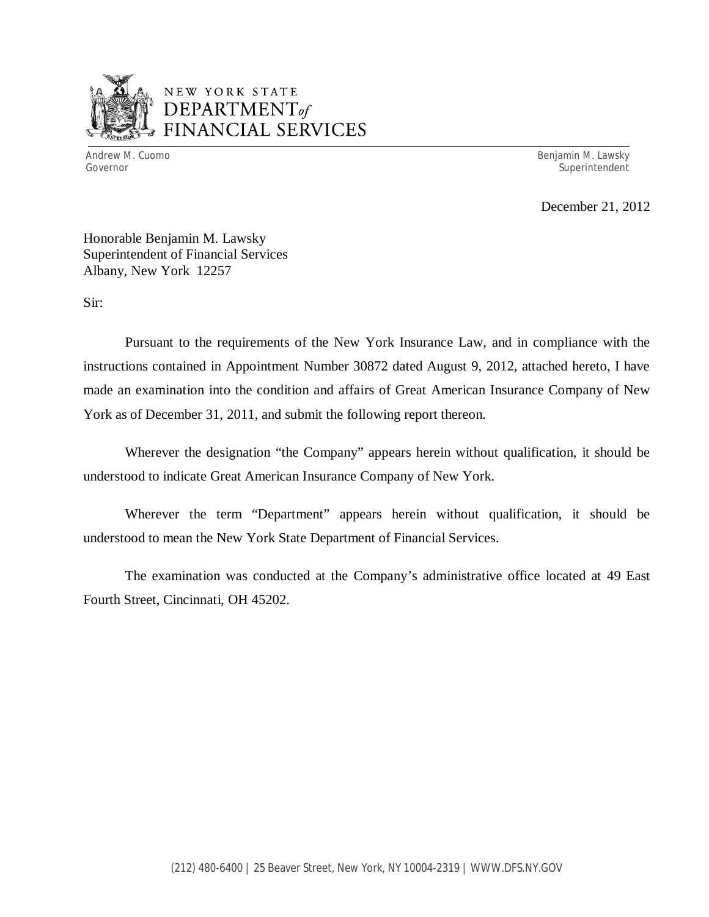NEW YORK STATE
DEPARTMENT *of*
FINANCIAL SERVICES

Andrew M. Cuomo
Governor

Benjamin M. Lawsky
Superintendent

December 21, 2012

Honorable Benjamin M. Lawsky
Superintendent of Financial Services
Albany, New York 12257

Sir:

Pursuant to the requirements of the New York Insurance Law, and in compliance with the instructions contained in Appointment Number 30872 dated August 9, 2012, attached hereto, I have made an examination into the condition and affairs of Great American Insurance Company of New York as of December 31, 2011, and submit the following report thereon.

Wherever the designation "the Company" appears herein without qualification, it should be understood to indicate Great American Insurance Company of New York.

Wherever the term "Department" appears herein without qualification, it should be understood to mean the New York State Department of Financial Services.

The examination was conducted at the Company's administrative office located at 49 East Fourth Street, Cincinnati, OH 45202.

(212) 480-6400 | 25 Beaver Street, New York, NY 10004-2319 | WWW.DFS.NY.GOV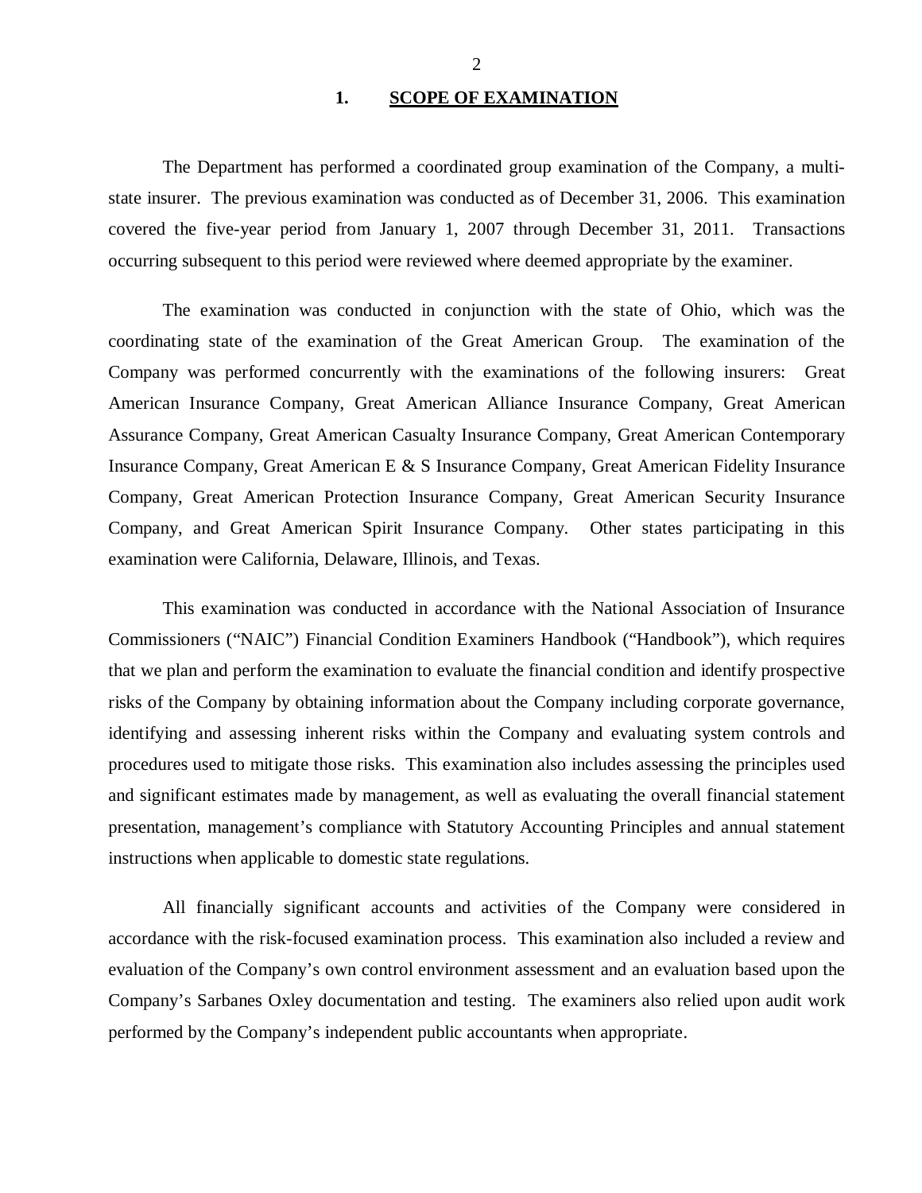## 1. SCOPE OF EXAMINATION

The Department has performed a coordinated group examination of the Company, a multi-state insurer. The previous examination was conducted as of December 31, 2006. This examination covered the five-year period from January 1, 2007 through December 31, 2011. Transactions occurring subsequent to this period were reviewed where deemed appropriate by the examiner.

The examination was conducted in conjunction with the state of Ohio, which was the coordinating state of the examination of the Great American Group. The examination of the Company was performed concurrently with the examinations of the following insurers: Great American Insurance Company, Great American Alliance Insurance Company, Great American Assurance Company, Great American Casualty Insurance Company, Great American Contemporary Insurance Company, Great American E & S Insurance Company, Great American Fidelity Insurance Company, Great American Protection Insurance Company, Great American Security Insurance Company, and Great American Spirit Insurance Company. Other states participating in this examination were California, Delaware, Illinois, and Texas.

This examination was conducted in accordance with the National Association of Insurance Commissioners ("NAIC") Financial Condition Examiners Handbook ("Handbook"), which requires that we plan and perform the examination to evaluate the financial condition and identify prospective risks of the Company by obtaining information about the Company including corporate governance, identifying and assessing inherent risks within the Company and evaluating system controls and procedures used to mitigate those risks. This examination also includes assessing the principles used and significant estimates made by management, as well as evaluating the overall financial statement presentation, management's compliance with Statutory Accounting Principles and annual statement instructions when applicable to domestic state regulations.

All financially significant accounts and activities of the Company were considered in accordance with the risk-focused examination process. This examination also included a review and evaluation of the Company's own control environment assessment and an evaluation based upon the Company's Sarbanes Oxley documentation and testing. The examiners also relied upon audit work performed by the Company's independent public accountants when appropriate.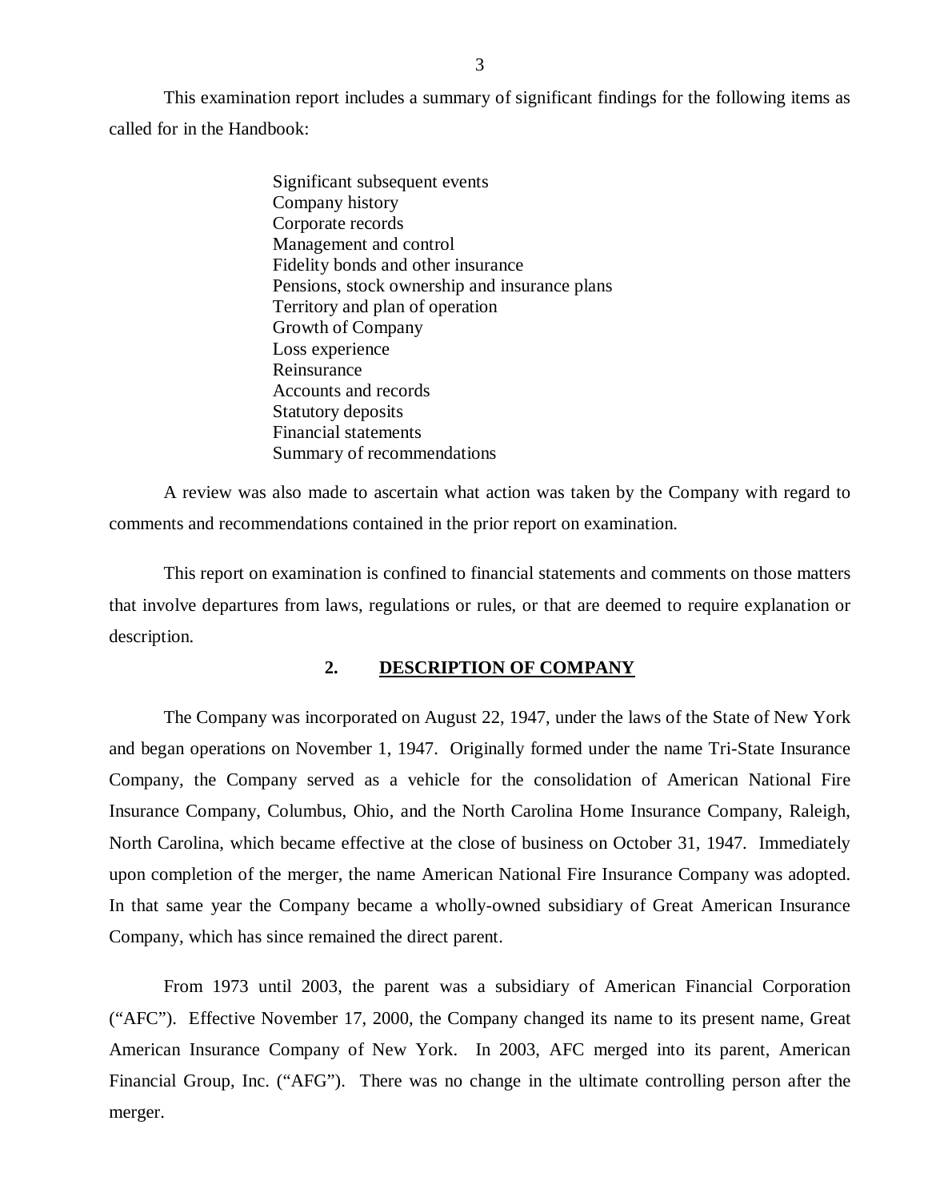This examination report includes a summary of significant findings for the following items as called for in the Handbook:

- Significant subsequent events
- Company history
- Corporate records
- Management and control
- Fidelity bonds and other insurance
- Pensions, stock ownership and insurance plans
- Territory and plan of operation
- Growth of Company
- Loss experience
- Reinsurance
- Accounts and records
- Statutory deposits
- Financial statements
- Summary of recommendations

A review was also made to ascertain what action was taken by the Company with regard to comments and recommendations contained in the prior report on examination.

This report on examination is confined to financial statements and comments on those matters that involve departures from laws, regulations or rules, or that are deemed to require explanation or description.

## 2. DESCRIPTION OF COMPANY

The Company was incorporated on August 22, 1947, under the laws of the State of New York and began operations on November 1, 1947. Originally formed under the name Tri-State Insurance Company, the Company served as a vehicle for the consolidation of American National Fire Insurance Company, Columbus, Ohio, and the North Carolina Home Insurance Company, Raleigh, North Carolina, which became effective at the close of business on October 31, 1947. Immediately upon completion of the merger, the name American National Fire Insurance Company was adopted. In that same year the Company became a wholly-owned subsidiary of Great American Insurance Company, which has since remained the direct parent.

From 1973 until 2003, the parent was a subsidiary of American Financial Corporation ("AFC"). Effective November 17, 2000, the Company changed its name to its present name, Great American Insurance Company of New York. In 2003, AFC merged into its parent, American Financial Group, Inc. ("AFG"). There was no change in the ultimate controlling person after the merger.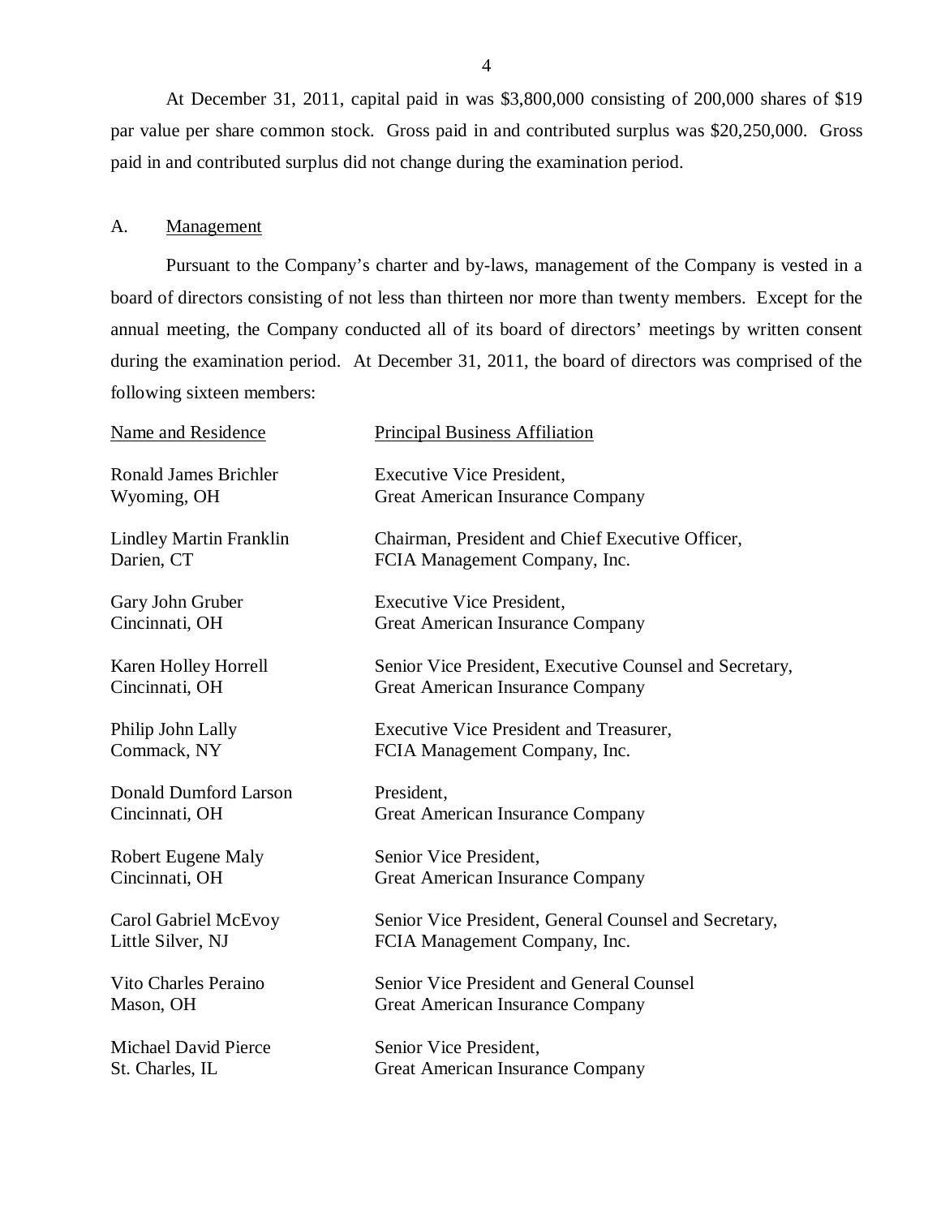At December 31, 2011, capital paid in was $3,800,000 consisting of 200,000 shares of $19 par value per share common stock. Gross paid in and contributed surplus was $20,250,000. Gross paid in and contributed surplus did not change during the examination period.

## A. Management

Pursuant to the Company's charter and by-laws, management of the Company is vested in a board of directors consisting of not less than thirteen nor more than twenty members. Except for the annual meeting, the Company conducted all of its board of directors' meetings by written consent during the examination period. At December 31, 2011, the board of directors was comprised of the following sixteen members:

| Name and Residence | Principal Business Affiliation |
|---|---|
| Ronald James Brichler<br>Wyoming, OH | Executive Vice President,<br>Great American Insurance Company |
| Lindley Martin Franklin<br>Darien, CT | Chairman, President and Chief Executive Officer,<br>FCIA Management Company, Inc. |
| Gary John Gruber<br>Cincinnati, OH | Executive Vice President,<br>Great American Insurance Company |
| Karen Holley Horrell<br>Cincinnati, OH | Senior Vice President, Executive Counsel and Secretary,<br>Great American Insurance Company |
| Philip John Lally<br>Commack, NY | Executive Vice President and Treasurer,<br>FCIA Management Company, Inc. |
| Donald Dumford Larson<br>Cincinnati, OH | President,<br>Great American Insurance Company |
| Robert Eugene Maly<br>Cincinnati, OH | Senior Vice President,<br>Great American Insurance Company |
| Carol Gabriel McEvoy<br>Little Silver, NJ | Senior Vice President, General Counsel and Secretary,<br>FCIA Management Company, Inc. |
| Vito Charles Peraino<br>Mason, OH | Senior Vice President and General Counsel<br>Great American Insurance Company |
| Michael David Pierce<br>St. Charles, IL | Senior Vice President,<br>Great American Insurance Company |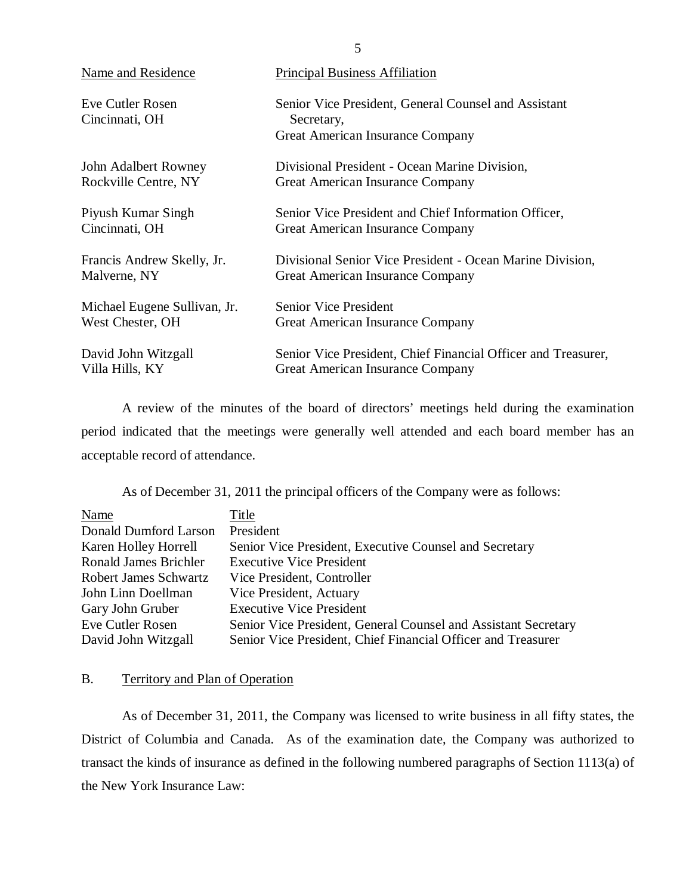| Name and Residence | Principal Business Affiliation |
|---|---|
| Eve Cutler Rosen<br>Cincinnati, OH | Senior Vice President, General Counsel and Assistant Secretary,<br>Great American Insurance Company |
| John Adalbert Rowney<br>Rockville Centre, NY | Divisional President - Ocean Marine Division,<br>Great American Insurance Company |
| Piyush Kumar Singh<br>Cincinnati, OH | Senior Vice President and Chief Information Officer,<br>Great American Insurance Company |
| Francis Andrew Skelly, Jr.<br>Malverne, NY | Divisional Senior Vice President - Ocean Marine Division,<br>Great American Insurance Company |
| Michael Eugene Sullivan, Jr.<br>West Chester, OH | Senior Vice President<br>Great American Insurance Company |
| David John Witzgall<br>Villa Hills, KY | Senior Vice President, Chief Financial Officer and Treasurer,<br>Great American Insurance Company |

A review of the minutes of the board of directors' meetings held during the examination period indicated that the meetings were generally well attended and each board member has an acceptable record of attendance.

As of December 31, 2011 the principal officers of the Company were as follows:

| Name | Title |
|---|---|
| Donald Dumford Larson | President |
| Karen Holley Horrell | Senior Vice President, Executive Counsel and Secretary |
| Ronald James Brichler | Executive Vice President |
| Robert James Schwartz | Vice President, Controller |
| John Linn Doellman | Vice President, Actuary |
| Gary John Gruber | Executive Vice President |
| Eve Cutler Rosen | Senior Vice President, General Counsel and Assistant Secretary |
| David John Witzgall | Senior Vice President, Chief Financial Officer and Treasurer |

## B. Territory and Plan of Operation

As of December 31, 2011, the Company was licensed to write business in all fifty states, the District of Columbia and Canada. As of the examination date, the Company was authorized to transact the kinds of insurance as defined in the following numbered paragraphs of Section 1113(a) of the New York Insurance Law: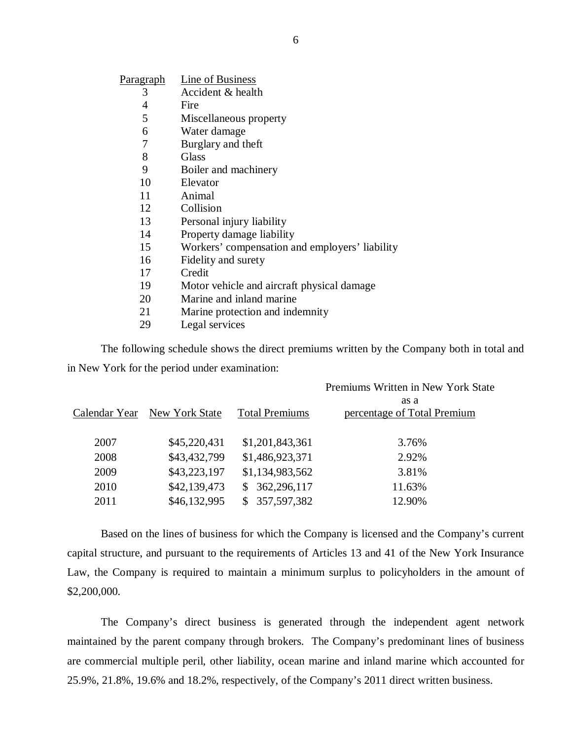| Paragraph | Line of Business |
|---|---|
| 3 | Accident & health |
| 4 | Fire |
| 5 | Miscellaneous property |
| 6 | Water damage |
| 7 | Burglary and theft |
| 8 | Glass |
| 9 | Boiler and machinery |
| 10 | Elevator |
| 11 | Animal |
| 12 | Collision |
| 13 | Personal injury liability |
| 14 | Property damage liability |
| 15 | Workers' compensation and employers' liability |
| 16 | Fidelity and surety |
| 17 | Credit |
| 19 | Motor vehicle and aircraft physical damage |
| 20 | Marine and inland marine |
| 21 | Marine protection and indemnity |
| 29 | Legal services |

The following schedule shows the direct premiums written by the Company both in total and in New York for the period under examination:

| Calendar Year | New York State | Total Premiums | Premiums Written in New York State as a percentage of Total Premium |
|---|---|---|---|
| 2007 | $45,220,431 | $1,201,843,361 | 3.76% |
| 2008 | $43,432,799 | $1,486,923,371 | 2.92% |
| 2009 | $43,223,197 | $1,134,983,562 | 3.81% |
| 2010 | $42,139,473 | $ 362,296,117 | 11.63% |
| 2011 | $46,132,995 | $ 357,597,382 | 12.90% |

Based on the lines of business for which the Company is licensed and the Company's current capital structure, and pursuant to the requirements of Articles 13 and 41 of the New York Insurance Law, the Company is required to maintain a minimum surplus to policyholders in the amount of $2,200,000.

The Company's direct business is generated through the independent agent network maintained by the parent company through brokers. The Company's predominant lines of business are commercial multiple peril, other liability, ocean marine and inland marine which accounted for 25.9%, 21.8%, 19.6% and 18.2%, respectively, of the Company's 2011 direct written business.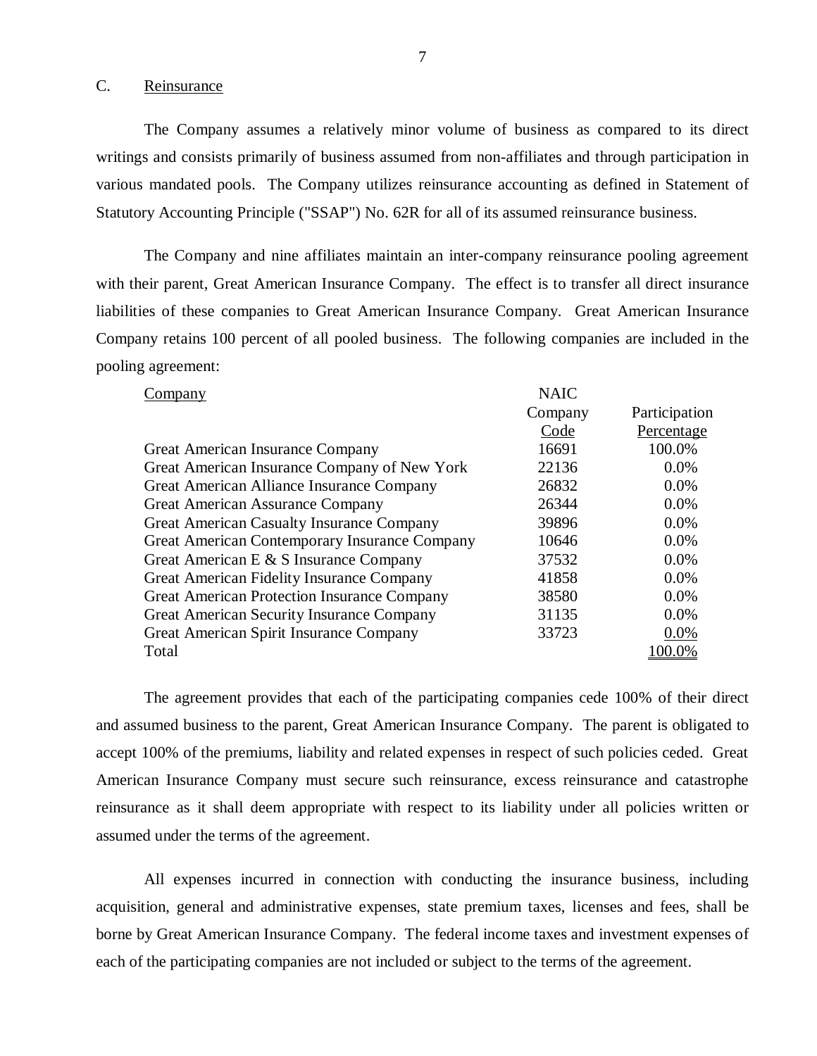## C. Reinsurance

The Company assumes a relatively minor volume of business as compared to its direct writings and consists primarily of business assumed from non-affiliates and through participation in various mandated pools. The Company utilizes reinsurance accounting as defined in Statement of Statutory Accounting Principle ("SSAP") No. 62R for all of its assumed reinsurance business.

The Company and nine affiliates maintain an inter-company reinsurance pooling agreement with their parent, Great American Insurance Company. The effect is to transfer all direct insurance liabilities of these companies to Great American Insurance Company. Great American Insurance Company retains 100 percent of all pooled business. The following companies are included in the pooling agreement:

| Company | NAIC Company Code | Participation Percentage |
|---|---|---|
| Great American Insurance Company | 16691 | 100.0% |
| Great American Insurance Company of New York | 22136 | 0.0% |
| Great American Alliance Insurance Company | 26832 | 0.0% |
| Great American Assurance Company | 26344 | 0.0% |
| Great American Casualty Insurance Company | 39896 | 0.0% |
| Great American Contemporary Insurance Company | 10646 | 0.0% |
| Great American E & S Insurance Company | 37532 | 0.0% |
| Great American Fidelity Insurance Company | 41858 | 0.0% |
| Great American Protection Insurance Company | 38580 | 0.0% |
| Great American Security Insurance Company | 31135 | 0.0% |
| Great American Spirit Insurance Company | 33723 | 0.0% |
| Total | | 100.0% |

The agreement provides that each of the participating companies cede 100% of their direct and assumed business to the parent, Great American Insurance Company. The parent is obligated to accept 100% of the premiums, liability and related expenses in respect of such policies ceded. Great American Insurance Company must secure such reinsurance, excess reinsurance and catastrophe reinsurance as it shall deem appropriate with respect to its liability under all policies written or assumed under the terms of the agreement.

All expenses incurred in connection with conducting the insurance business, including acquisition, general and administrative expenses, state premium taxes, licenses and fees, shall be borne by Great American Insurance Company. The federal income taxes and investment expenses of each of the participating companies are not included or subject to the terms of the agreement.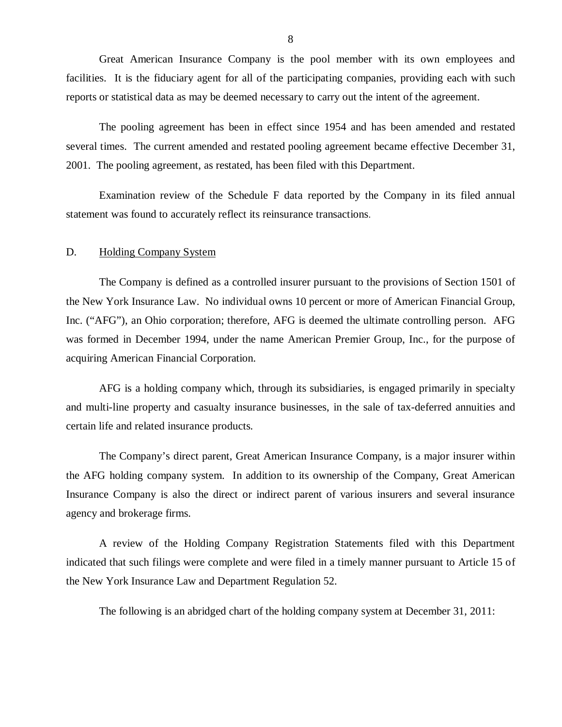Great American Insurance Company is the pool member with its own employees and facilities. It is the fiduciary agent for all of the participating companies, providing each with such reports or statistical data as may be deemed necessary to carry out the intent of the agreement.

The pooling agreement has been in effect since 1954 and has been amended and restated several times. The current amended and restated pooling agreement became effective December 31, 2001. The pooling agreement, as restated, has been filed with this Department.

Examination review of the Schedule F data reported by the Company in its filed annual statement was found to accurately reflect its reinsurance transactions.

## D. Holding Company System

The Company is defined as a controlled insurer pursuant to the provisions of Section 1501 of the New York Insurance Law. No individual owns 10 percent or more of American Financial Group, Inc. ("AFG"), an Ohio corporation; therefore, AFG is deemed the ultimate controlling person. AFG was formed in December 1994, under the name American Premier Group, Inc., for the purpose of acquiring American Financial Corporation.

AFG is a holding company which, through its subsidiaries, is engaged primarily in specialty and multi-line property and casualty insurance businesses, in the sale of tax-deferred annuities and certain life and related insurance products.

The Company's direct parent, Great American Insurance Company, is a major insurer within the AFG holding company system. In addition to its ownership of the Company, Great American Insurance Company is also the direct or indirect parent of various insurers and several insurance agency and brokerage firms.

A review of the Holding Company Registration Statements filed with this Department indicated that such filings were complete and were filed in a timely manner pursuant to Article 15 of the New York Insurance Law and Department Regulation 52.

The following is an abridged chart of the holding company system at December 31, 2011: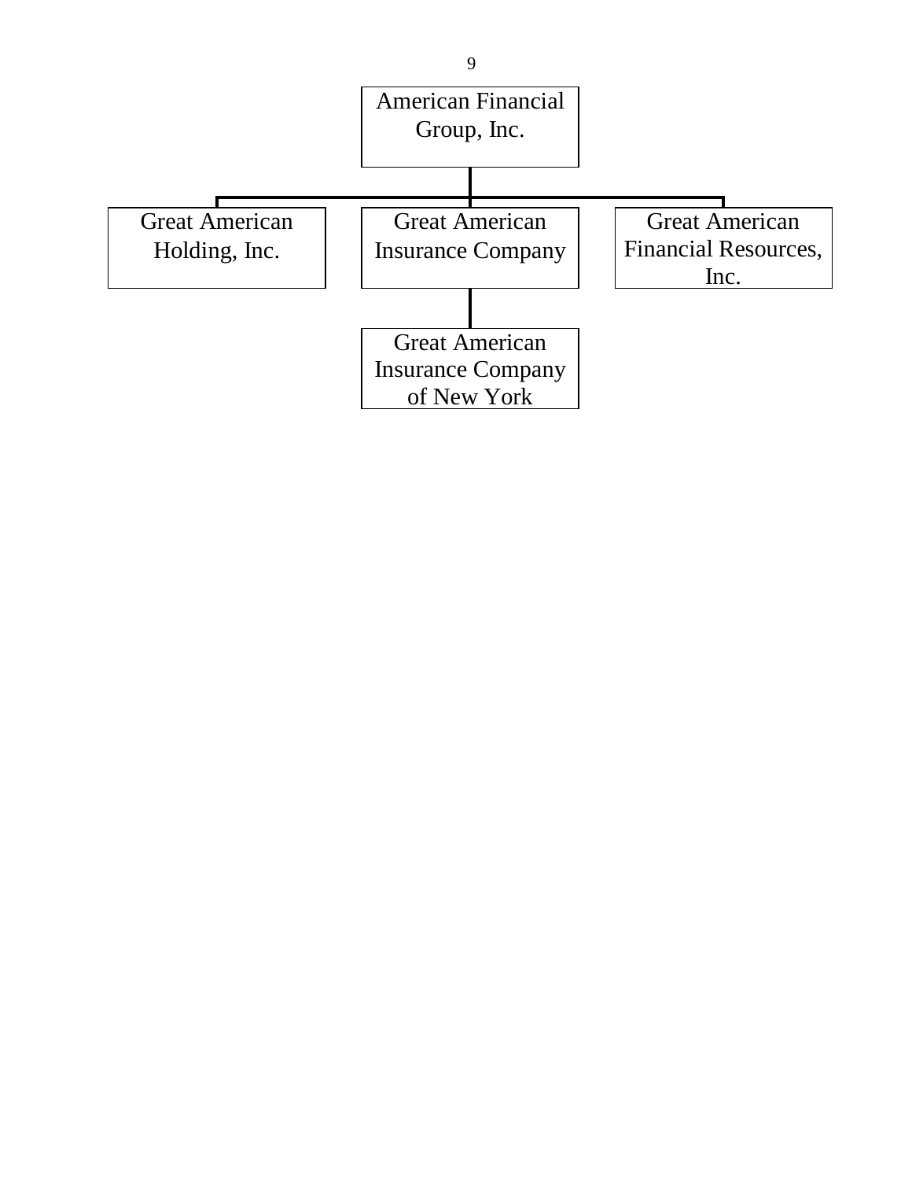American Financial Group, Inc.

- Great American Holding, Inc.
- Great American Insurance Company
  - Great American Insurance Company of New York
- Great American Financial Resources, Inc.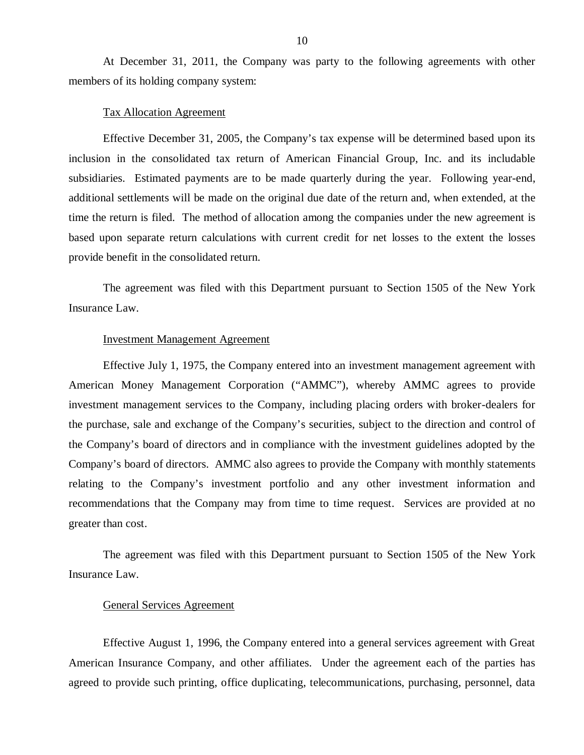At December 31, 2011, the Company was party to the following agreements with other members of its holding company system:

Tax Allocation Agreement

Effective December 31, 2005, the Company's tax expense will be determined based upon its inclusion in the consolidated tax return of American Financial Group, Inc. and its includable subsidiaries. Estimated payments are to be made quarterly during the year. Following year-end, additional settlements will be made on the original due date of the return and, when extended, at the time the return is filed. The method of allocation among the companies under the new agreement is based upon separate return calculations with current credit for net losses to the extent the losses provide benefit in the consolidated return.

The agreement was filed with this Department pursuant to Section 1505 of the New York Insurance Law.

Investment Management Agreement

Effective July 1, 1975, the Company entered into an investment management agreement with American Money Management Corporation ("AMMC"), whereby AMMC agrees to provide investment management services to the Company, including placing orders with broker-dealers for the purchase, sale and exchange of the Company's securities, subject to the direction and control of the Company's board of directors and in compliance with the investment guidelines adopted by the Company's board of directors. AMMC also agrees to provide the Company with monthly statements relating to the Company's investment portfolio and any other investment information and recommendations that the Company may from time to time request. Services are provided at no greater than cost.

The agreement was filed with this Department pursuant to Section 1505 of the New York Insurance Law.

General Services Agreement

Effective August 1, 1996, the Company entered into a general services agreement with Great American Insurance Company, and other affiliates. Under the agreement each of the parties has agreed to provide such printing, office duplicating, telecommunications, purchasing, personnel, data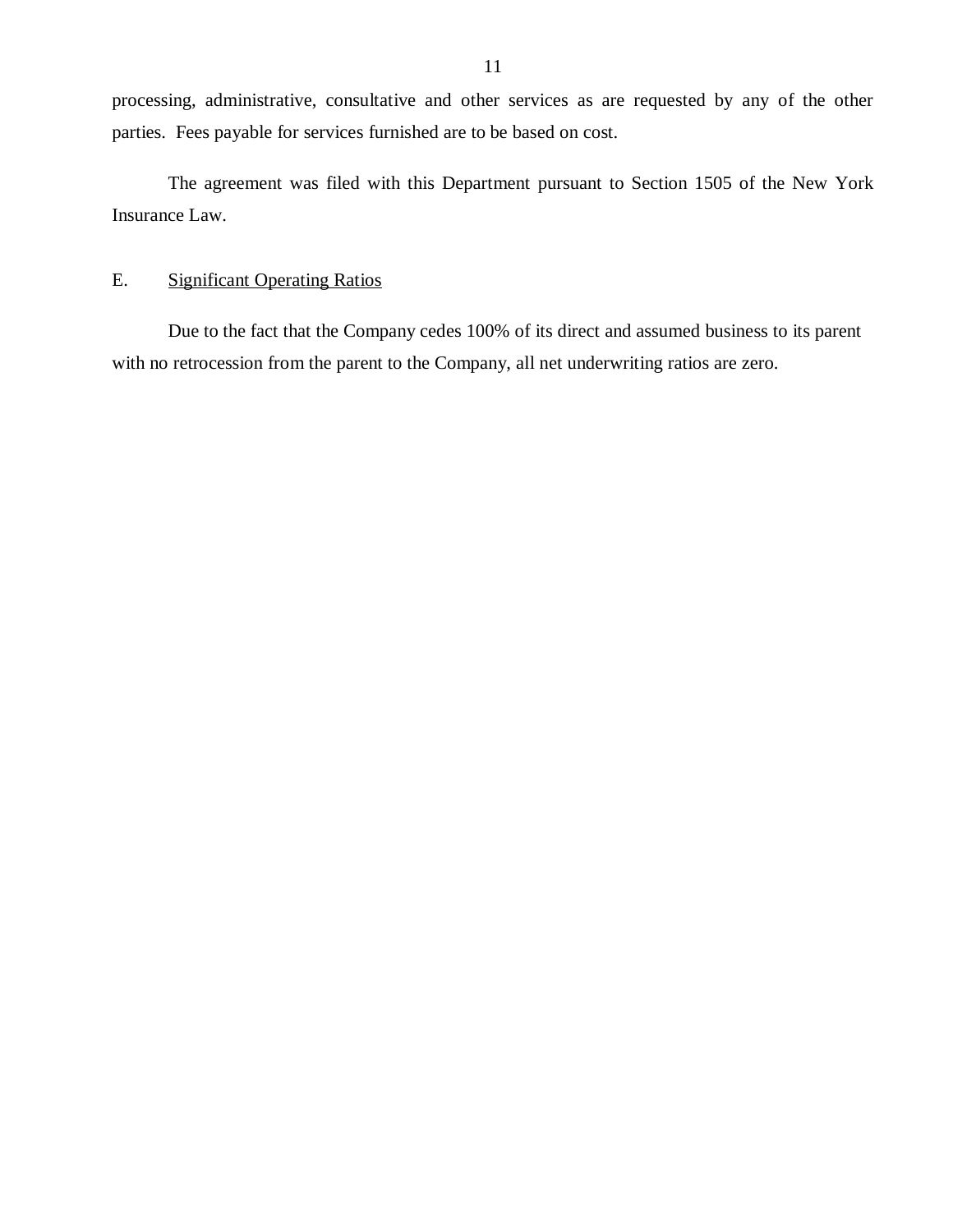processing, administrative, consultative and other services as are requested by any of the other parties. Fees payable for services furnished are to be based on cost.

The agreement was filed with this Department pursuant to Section 1505 of the New York Insurance Law.

## E. Significant Operating Ratios

Due to the fact that the Company cedes 100% of its direct and assumed business to its parent with no retrocession from the parent to the Company, all net underwriting ratios are zero.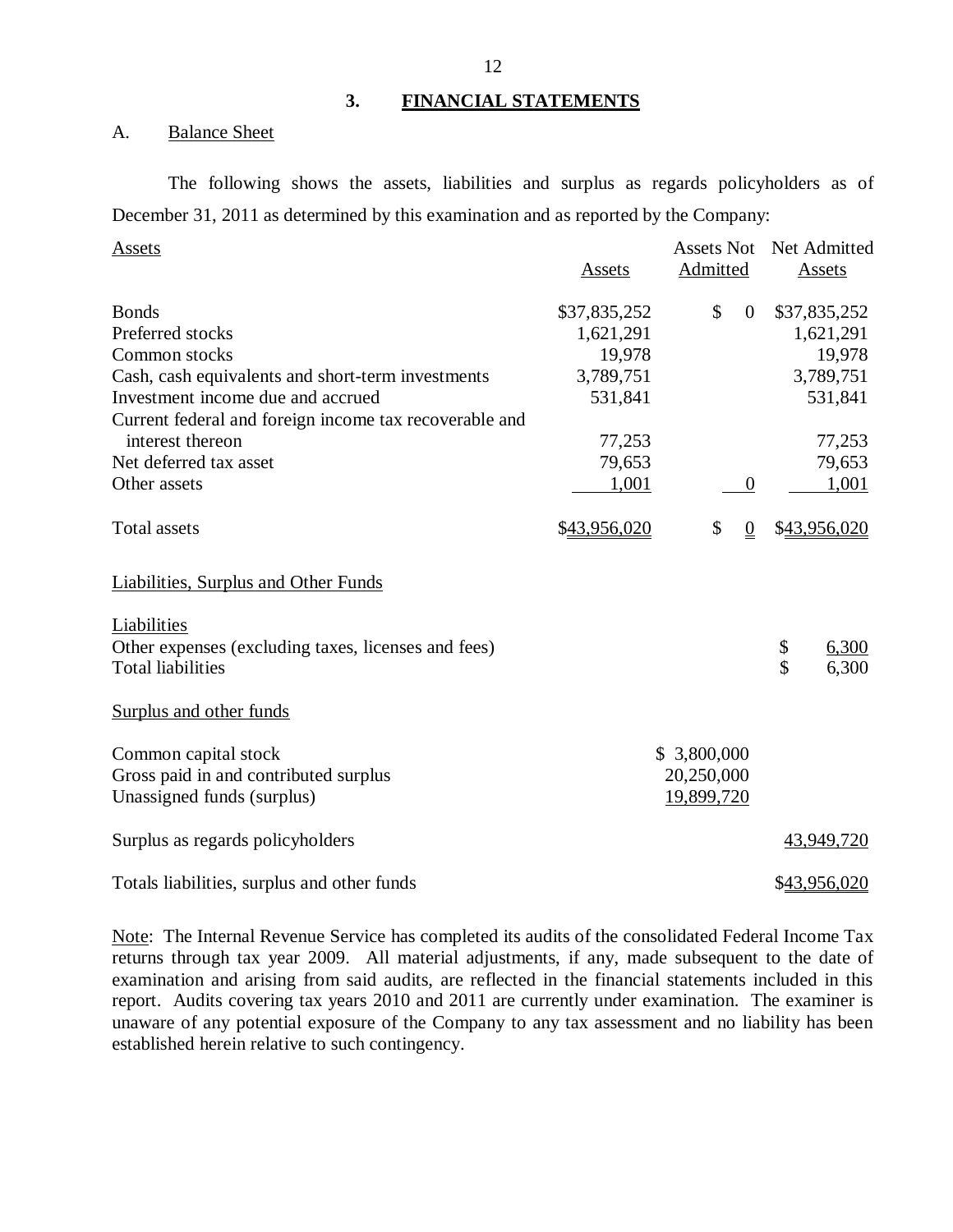## 3. FINANCIAL STATEMENTS

### A. Balance Sheet

The following shows the assets, liabilities and surplus as regards policyholders as of December 31, 2011 as determined by this examination and as reported by the Company:

| Assets | Assets | Assets Not Admitted | Net Admitted Assets |
|---|---|---|---|
| Bonds | $37,835,252 | $ 0 | $37,835,252 |
| Preferred stocks | 1,621,291 | | 1,621,291 |
| Common stocks | 19,978 | | 19,978 |
| Cash, cash equivalents and short-term investments | 3,789,751 | | 3,789,751 |
| Investment income due and accrued | 531,841 | | 531,841 |
| Current federal and foreign income tax recoverable and interest thereon | 77,253 | | 77,253 |
| Net deferred tax asset | 79,653 | | 79,653 |
| Other assets | 1,001 | 0 | 1,001 |
| Total assets | $43,956,020 | $ 0 | $43,956,020 |

| Liabilities, Surplus and Other Funds | | |
|---|---|---|
| **Liabilities** | | |
| Other expenses (excluding taxes, licenses and fees) | | $ 6,300 |
| Total liabilities | | $ 6,300 |
| **Surplus and other funds** | | |
| Common capital stock | $ 3,800,000 | |
| Gross paid in and contributed surplus | 20,250,000 | |
| Unassigned funds (surplus) | 19,899,720 | |
| Surplus as regards policyholders | | 43,949,720 |
| Totals liabilities, surplus and other funds | | $43,956,020 |

Note: The Internal Revenue Service has completed its audits of the consolidated Federal Income Tax returns through tax year 2009. All material adjustments, if any, made subsequent to the date of examination and arising from said audits, are reflected in the financial statements included in this report. Audits covering tax years 2010 and 2011 are currently under examination. The examiner is unaware of any potential exposure of the Company to any tax assessment and no liability has been established herein relative to such contingency.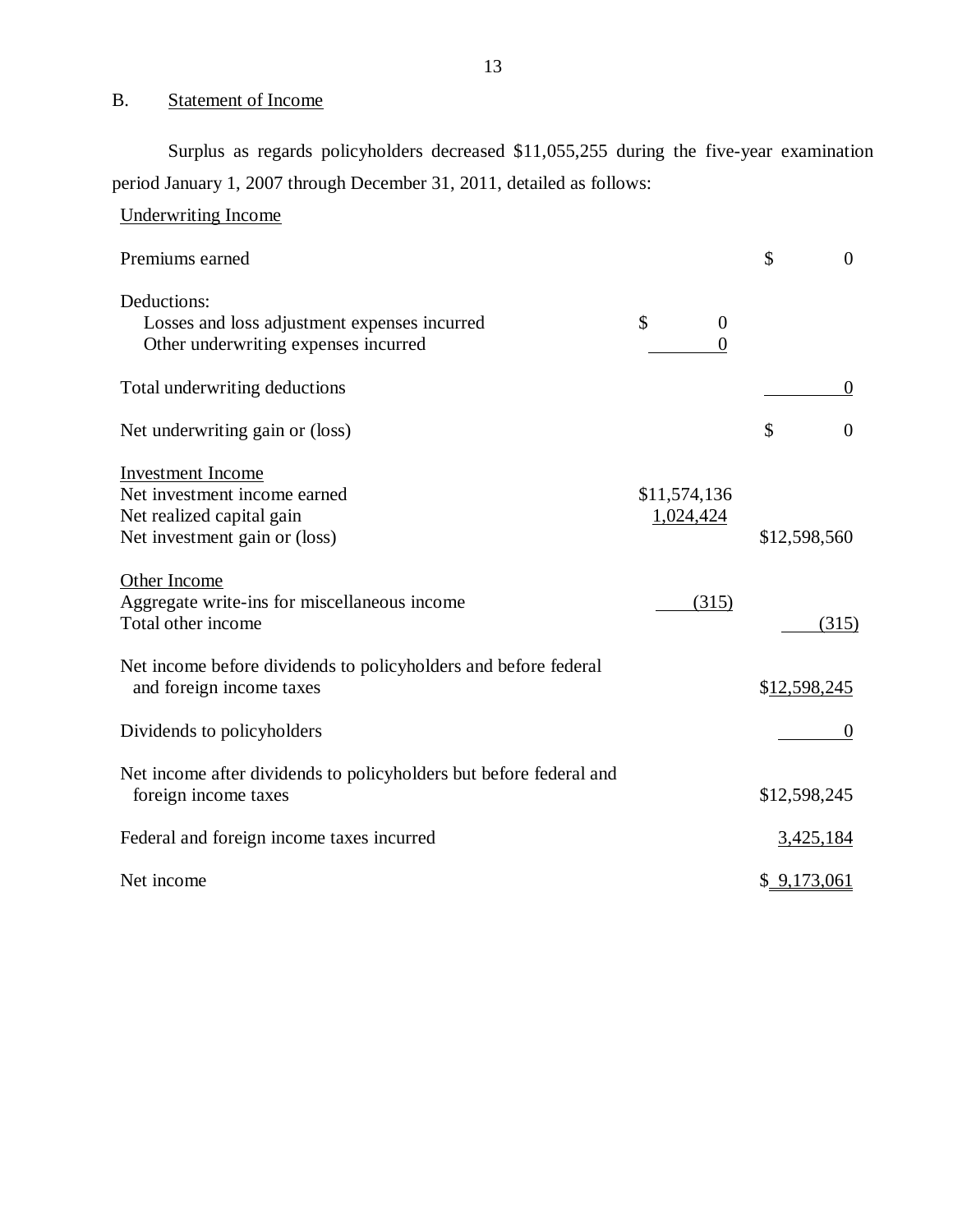## B. Statement of Income

Surplus as regards policyholders decreased $11,055,255 during the five-year examination period January 1, 2007 through December 31, 2011, detailed as follows:

| Underwriting Income | | |
|---|---|---|
| Premiums earned | | $ 0 |
| Deductions: | | |
| Losses and loss adjustment expenses incurred | $ 0 | |
| Other underwriting expenses incurred | 0 | |
| Total underwriting deductions | | 0 |
| Net underwriting gain or (loss) | | $ 0 |
| Investment Income | | |
| Net investment income earned | $11,574,136 | |
| Net realized capital gain | 1,024,424 | |
| Net investment gain or (loss) | | $12,598,560 |
| Other Income | | |
| Aggregate write-ins for miscellaneous income | (315) | |
| Total other income | | (315) |
| Net income before dividends to policyholders and before federal and foreign income taxes | | $12,598,245 |
| Dividends to policyholders | | 0 |
| Net income after dividends to policyholders but before federal and foreign income taxes | | $12,598,245 |
| Federal and foreign income taxes incurred | | 3,425,184 |
| Net income | | $ 9,173,061 |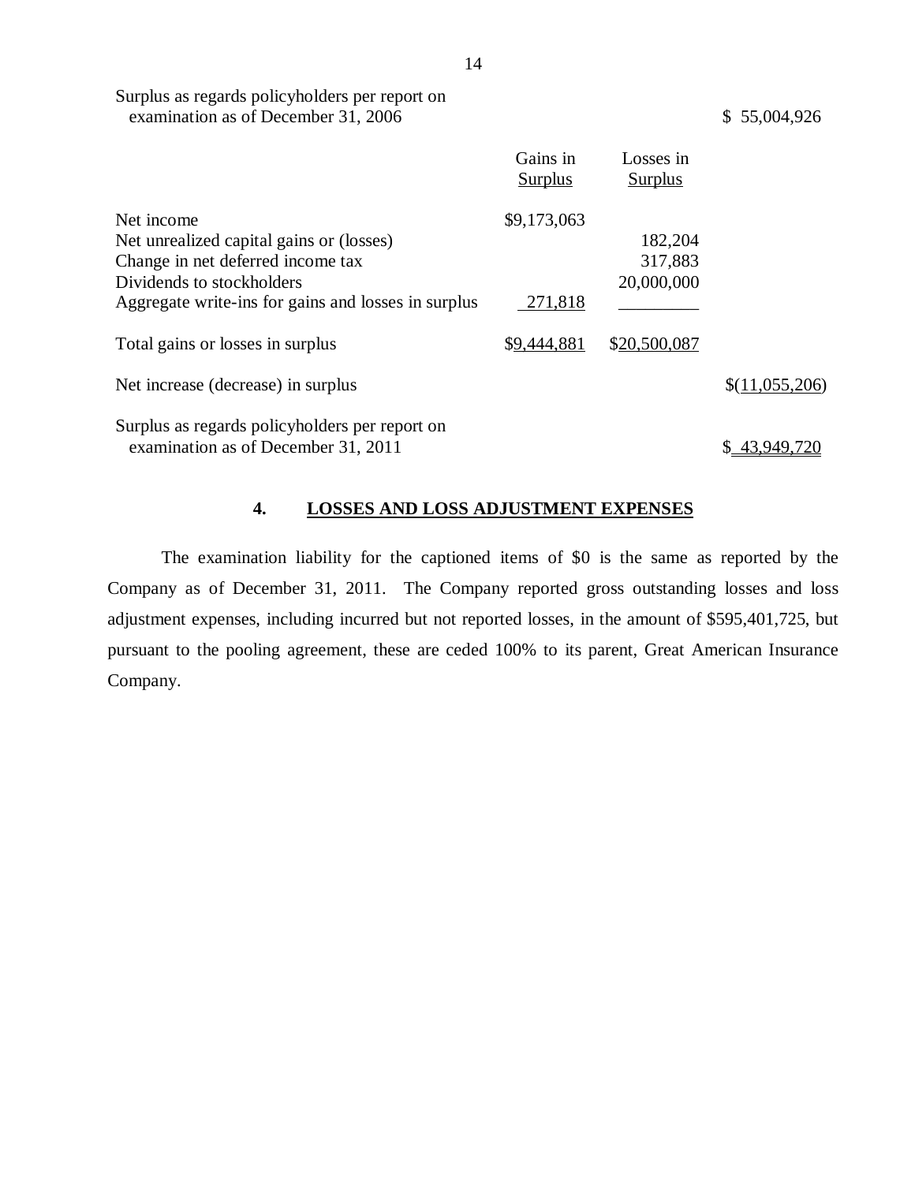| | Gains in Surplus | Losses in Surplus | |
|---|---|---|---|
| Surplus as regards policyholders per report on examination as of December 31, 2006 | | | $ 55,004,926 |
| Net income | $9,173,063 | | |
| Net unrealized capital gains or (losses) | | 182,204 | |
| Change in net deferred income tax | | 317,883 | |
| Dividends to stockholders | | 20,000,000 | |
| Aggregate write-ins for gains and losses in surplus | 271,818 | | |
| Total gains or losses in surplus | $9,444,881 | $20,500,087 | |
| Net increase (decrease) in surplus | | | $(11,055,206) |
| Surplus as regards policyholders per report on examination as of December 31, 2011 | | | $ 43,949,720 |

## 4. LOSSES AND LOSS ADJUSTMENT EXPENSES

The examination liability for the captioned items of $0 is the same as reported by the Company as of December 31, 2011. The Company reported gross outstanding losses and loss adjustment expenses, including incurred but not reported losses, in the amount of $595,401,725, but pursuant to the pooling agreement, these are ceded 100% to its parent, Great American Insurance Company.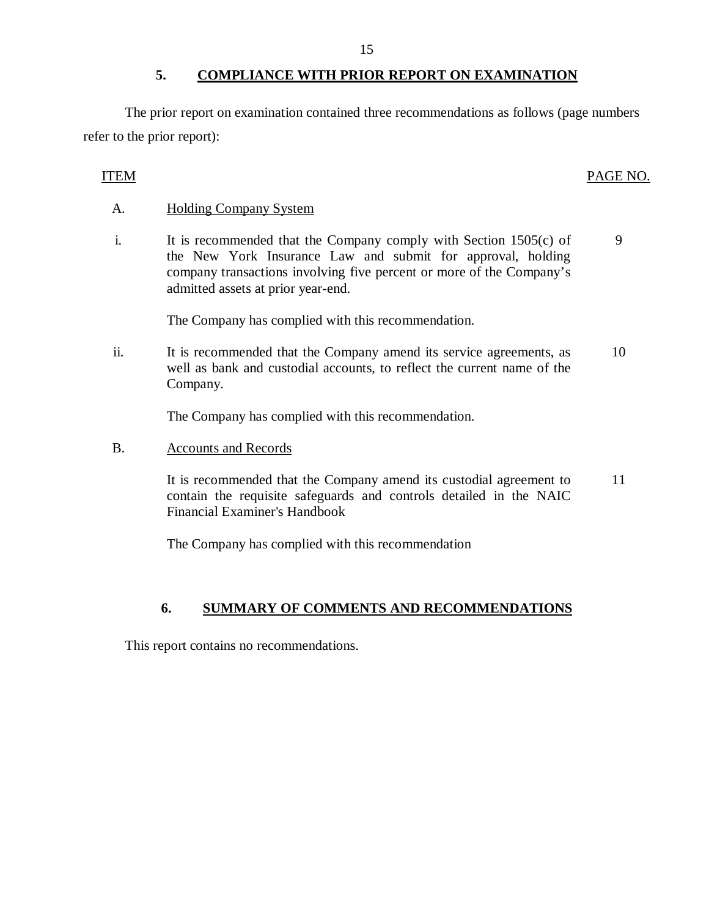## 5. COMPLIANCE WITH PRIOR REPORT ON EXAMINATION

The prior report on examination contained three recommendations as follows (page numbers refer to the prior report):

| ITEM | | PAGE NO. |
|---|---|---|
| A. | Holding Company System | |
| i. | It is recommended that the Company comply with Section 1505(c) of the New York Insurance Law and submit for approval, holding company transactions involving five percent or more of the Company's admitted assets at prior year-end. | 9 |
| | The Company has complied with this recommendation. | |
| ii. | It is recommended that the Company amend its service agreements, as well as bank and custodial accounts, to reflect the current name of the Company. | 10 |
| | The Company has complied with this recommendation. | |
| B. | Accounts and Records | |
| | It is recommended that the Company amend its custodial agreement to contain the requisite safeguards and controls detailed in the NAIC Financial Examiner's Handbook | 11 |
| | The Company has complied with this recommendation | |

## 6. SUMMARY OF COMMENTS AND RECOMMENDATIONS

This report contains no recommendations.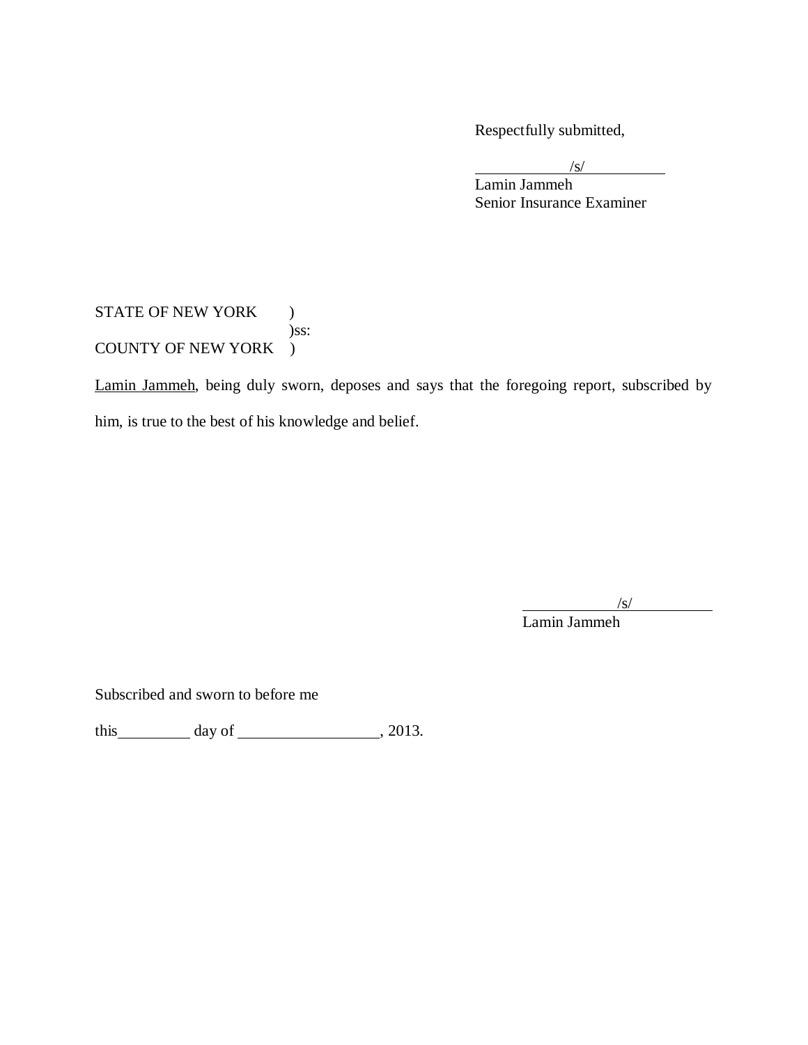Respectfully submitted,

/s/
Lamin Jammeh
Senior Insurance Examiner

STATE OF NEW YORK )
)ss:
COUNTY OF NEW YORK )

Lamin Jammeh, being duly sworn, deposes and says that the foregoing report, subscribed by him, is true to the best of his knowledge and belief.

/s/
Lamin Jammeh

Subscribed and sworn to before me

this __________ day of __________________, 2013.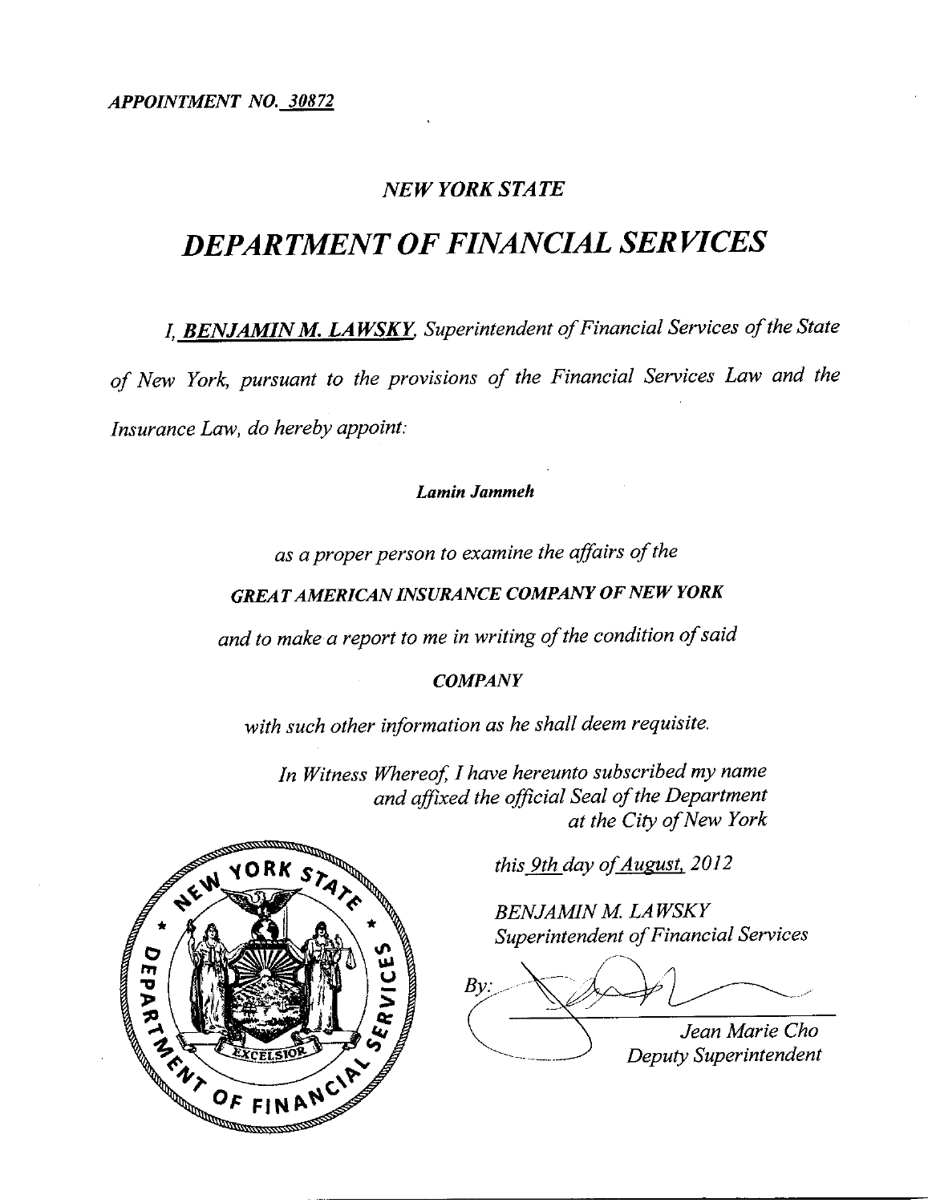*APPOINTMENT NO. 30872*

## *NEW YORK STATE*

# *DEPARTMENT OF FINANCIAL SERVICES*

*I, **BENJAMIN M. LAWSKY**, Superintendent of Financial Services of the State of New York, pursuant to the provisions of the Financial Services Law and the Insurance Law, do hereby appoint:*

***Lamin Jammeh***

*as a proper person to examine the affairs of the*

***GREAT AMERICAN INSURANCE COMPANY OF NEW YORK***

*and to make a report to me in writing of the condition of said*

***COMPANY***

*with such other information as he shall deem requisite.*

*In Witness Whereof, I have hereunto subscribed my name and affixed the official Seal of the Department at the City of New York*

*this 9th day of August, 2012*

*BENJAMIN M. LAWSKY*
*Superintendent of Financial Services*

*By:*

*Jean Marie Cho*
*Deputy Superintendent*

NEW YORK STATE DEPARTMENT OF FINANCIAL SERVICES

EXCELSIOR